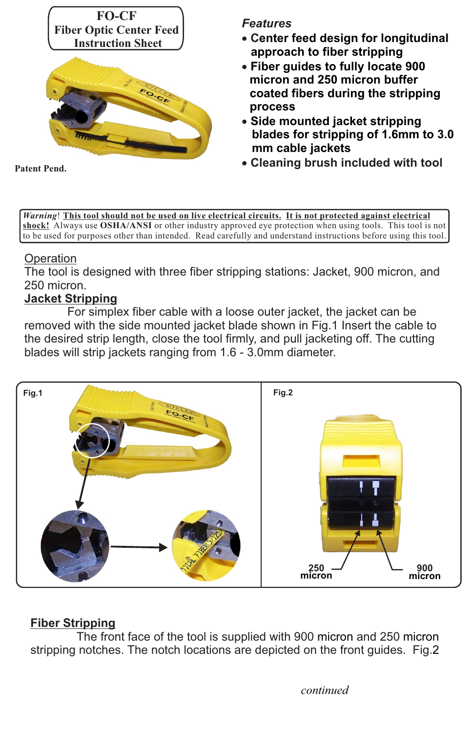# FO-CF
## Fiber Optic Center Feed Instruction Sheet

Patent Pend.

### Features

- Center feed design for longitudinal approach to fiber stripping
- Fiber guides to fully locate 900 micron and 250 micron buffer coated fibers during the stripping process
- Side mounted jacket stripping blades for stripping of 1.6mm to 3.0 mm cable jackets
- Cleaning brush included with tool

***Warning***! **This tool should not be used on live electrical circuits. It is not protected against electrical shock!** Always use **OSHA/ANSI** or other industry approved eye protection when using tools. This tool is not to be used for purposes other than intended. Read carefully and understand instructions before using this tool.

## Operation

The tool is designed with three fiber stripping stations: Jacket, 900 micron, and 250 micron.

### Jacket Stripping

For simplex fiber cable with a loose outer jacket, the jacket can be removed with the side mounted jacket blade shown in Fig.1 Insert the cable to the desired strip length, close the tool firmly, and pull jacketing off. The cutting blades will strip jackets ranging from 1.6 - 3.0mm diameter.

Fig.1

Fig.2

250 micron

900 micron

### Fiber Stripping

The front face of the tool is supplied with 900 micron and 250 micron stripping notches. The notch locations are depicted on the front guides. Fig.2

*continued*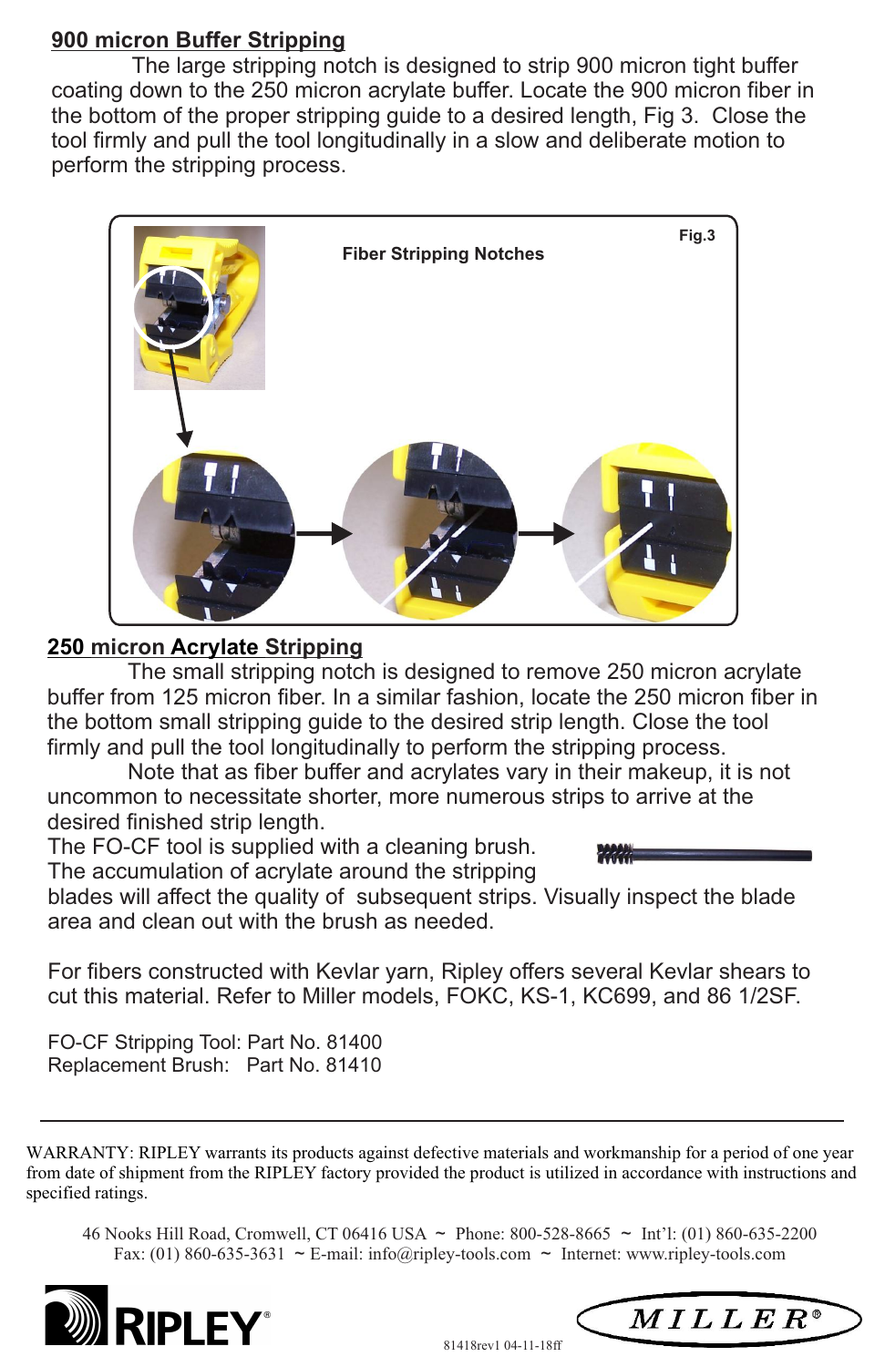## 900 micron Buffer Stripping

The large stripping notch is designed to strip 900 micron tight buffer coating down to the 250 micron acrylate buffer. Locate the 900 micron fiber in the bottom of the proper stripping guide to a desired length, Fig 3. Close the tool firmly and pull the tool longitudinally in a slow and deliberate motion to perform the stripping process.

Fiber Stripping Notches

Fig.3

## 250 micron Acrylate Stripping

The small stripping notch is designed to remove 250 micron acrylate buffer from 125 micron fiber. In a similar fashion, locate the 250 micron fiber in the bottom small stripping guide to the desired strip length. Close the tool firmly and pull the tool longitudinally to perform the stripping process.

Note that as fiber buffer and acrylates vary in their makeup, it is not uncommon to necessitate shorter, more numerous strips to arrive at the desired finished strip length.

The FO-CF tool is supplied with a cleaning brush. The accumulation of acrylate around the stripping blades will affect the quality of subsequent strips. Visually inspect the blade area and clean out with the brush as needed.

For fibers constructed with Kevlar yarn, Ripley offers several Kevlar shears to cut this material. Refer to Miller models, FOKC, KS-1, KC699, and 86 1/2SF.

FO-CF Stripping Tool: Part No. 81400
Replacement Brush: Part No. 81410

---

WARRANTY: RIPLEY warrants its products against defective materials and workmanship for a period of one year from date of shipment from the RIPLEY factory provided the product is utilized in accordance with instructions and specified ratings.

46 Nooks Hill Road, Cromwell, CT 06416 USA ~ Phone: 800-528-8665 ~ Int'l: (01) 860-635-2200
Fax: (01) 860-635-3631 ~ E-mail: info@ripley-tools.com ~ Internet: www.ripley-tools.com

RIPLEY®

81418rev1 04-11-18ff

MILLER®